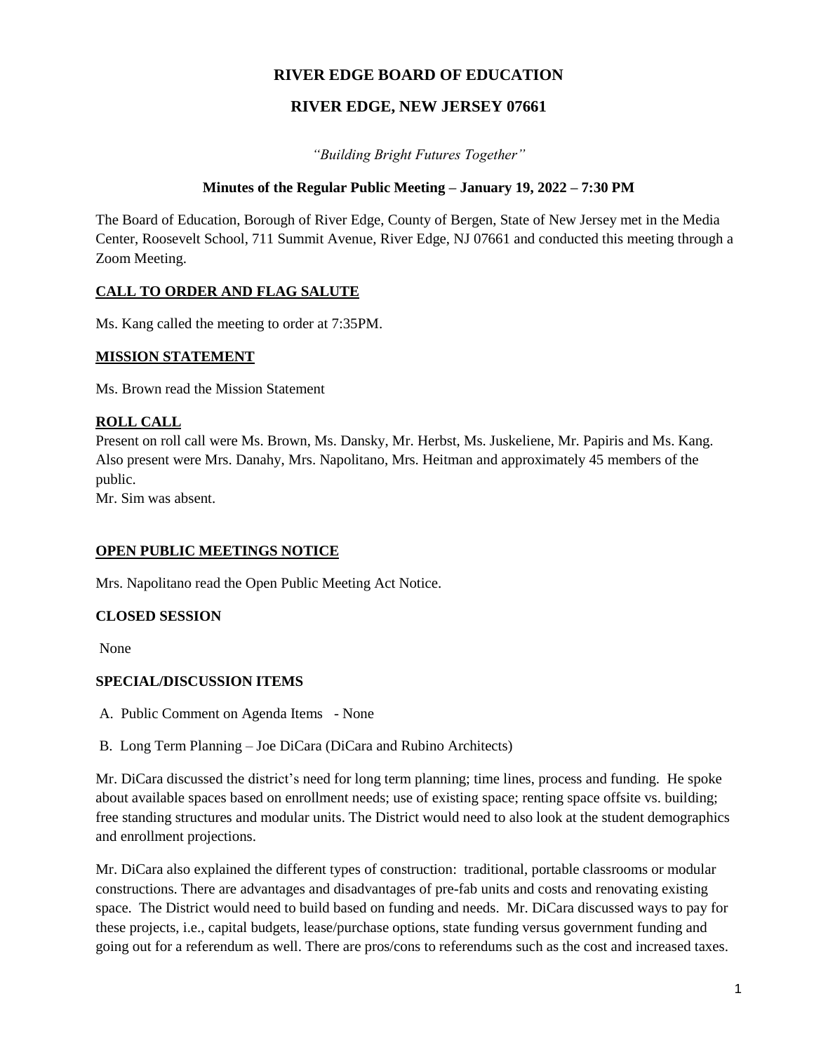# RIVER EDGE BOARD OF EDUCATION

# RIVER EDGE, NEW JERSEY 07661

*"Building Bright Futures Together"*

**Minutes of the Regular Public Meeting – January 19, 2022 – 7:30 PM**

The Board of Education, Borough of River Edge, County of Bergen, State of New Jersey met in the Media Center, Roosevelt School, 711 Summit Avenue, River Edge, NJ 07661 and conducted this meeting through a Zoom Meeting.

## CALL TO ORDER AND FLAG SALUTE

Ms. Kang called the meeting to order at 7:35PM.

## MISSION STATEMENT

Ms. Brown read the Mission Statement

## ROLL CALL

Present on roll call were Ms. Brown, Ms. Dansky, Mr. Herbst, Ms. Juskeliene, Mr. Papiris and Ms. Kang. Also present were Mrs. Danahy, Mrs. Napolitano, Mrs. Heitman and approximately 45 members of the public.
Mr. Sim was absent.

## OPEN PUBLIC MEETINGS NOTICE

Mrs. Napolitano read the Open Public Meeting Act Notice.

## CLOSED SESSION

None

## SPECIAL/DISCUSSION ITEMS

A. Public Comment on Agenda Items - None

B. Long Term Planning – Joe DiCara (DiCara and Rubino Architects)

Mr. DiCara discussed the district's need for long term planning; time lines, process and funding. He spoke about available spaces based on enrollment needs; use of existing space; renting space offsite vs. building; free standing structures and modular units. The District would need to also look at the student demographics and enrollment projections.

Mr. DiCara also explained the different types of construction: traditional, portable classrooms or modular constructions. There are advantages and disadvantages of pre-fab units and costs and renovating existing space. The District would need to build based on funding and needs. Mr. DiCara discussed ways to pay for these projects, i.e., capital budgets, lease/purchase options, state funding versus government funding and going out for a referendum as well. There are pros/cons to referendums such as the cost and increased taxes.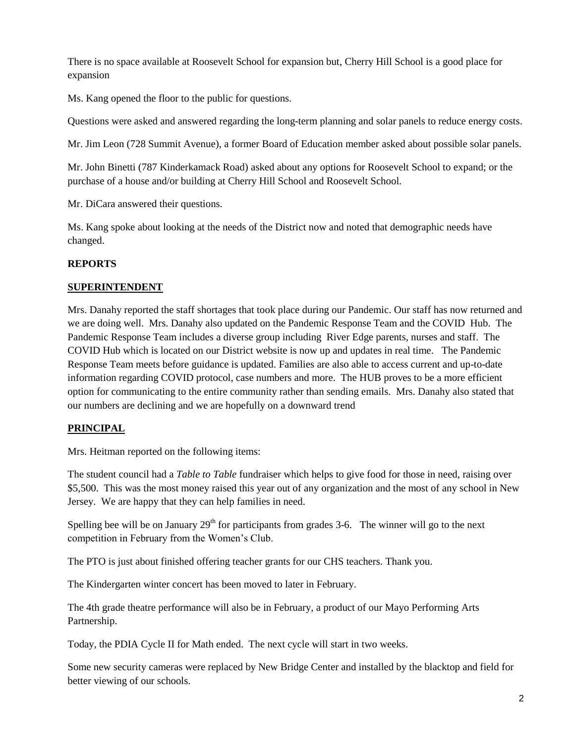There is no space available at Roosevelt School for expansion but, Cherry Hill School is a good place for expansion

Ms. Kang opened the floor to the public for questions.

Questions were asked and answered regarding the long-term planning and solar panels to reduce energy costs.

Mr. Jim Leon (728 Summit Avenue), a former Board of Education member asked about possible solar panels.

Mr. John Binetti (787 Kinderkamack Road) asked about any options for Roosevelt School to expand; or the purchase of a house and/or building at Cherry Hill School and Roosevelt School.

Mr. DiCara answered their questions.

Ms. Kang spoke about looking at the needs of the District now and noted that demographic needs have changed.

**REPORTS**

**SUPERINTENDENT**

Mrs. Danahy reported the staff shortages that took place during our Pandemic. Our staff has now returned and we are doing well. Mrs. Danahy also updated on the Pandemic Response Team and the COVID Hub. The Pandemic Response Team includes a diverse group including River Edge parents, nurses and staff. The COVID Hub which is located on our District website is now up and updates in real time. The Pandemic Response Team meets before guidance is updated. Families are also able to access current and up-to-date information regarding COVID protocol, case numbers and more. The HUB proves to be a more efficient option for communicating to the entire community rather than sending emails. Mrs. Danahy also stated that our numbers are declining and we are hopefully on a downward trend

**PRINCIPAL**

Mrs. Heitman reported on the following items:

The student council had a *Table to Table* fundraiser which helps to give food for those in need, raising over $5,500. This was the most money raised this year out of any organization and the most of any school in New Jersey. We are happy that they can help families in need.

Spelling bee will be on January 29th for participants from grades 3-6. The winner will go to the next competition in February from the Women's Club.

The PTO is just about finished offering teacher grants for our CHS teachers. Thank you.

The Kindergarten winter concert has been moved to later in February.

The 4th grade theatre performance will also be in February, a product of our Mayo Performing Arts Partnership.

Today, the PDIA Cycle II for Math ended. The next cycle will start in two weeks.

Some new security cameras were replaced by New Bridge Center and installed by the blacktop and field for better viewing of our schools.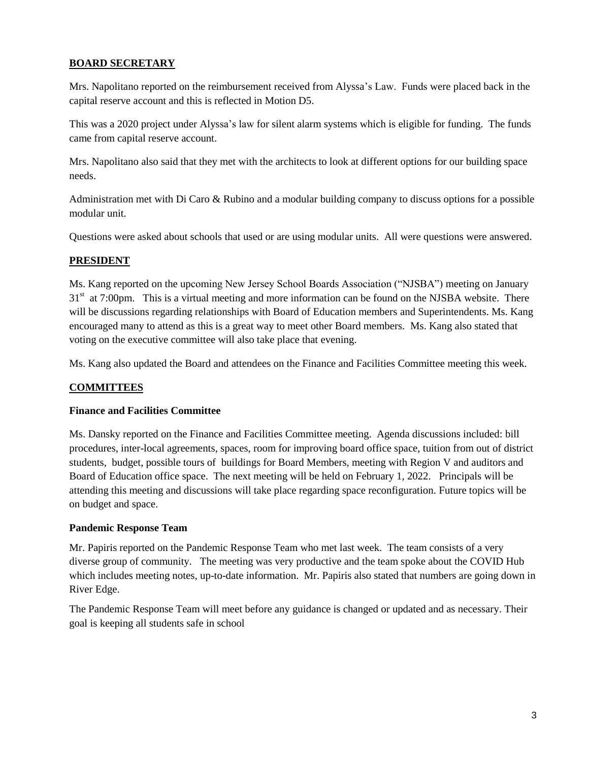## BOARD SECRETARY

Mrs. Napolitano reported on the reimbursement received from Alyssa's Law. Funds were placed back in the capital reserve account and this is reflected in Motion D5.

This was a 2020 project under Alyssa's law for silent alarm systems which is eligible for funding. The funds came from capital reserve account.

Mrs. Napolitano also said that they met with the architects to look at different options for our building space needs.

Administration met with Di Caro & Rubino and a modular building company to discuss options for a possible modular unit.

Questions were asked about schools that used or are using modular units. All were questions were answered.

## PRESIDENT

Ms. Kang reported on the upcoming New Jersey School Boards Association ("NJSBA") meeting on January 31st at 7:00pm. This is a virtual meeting and more information can be found on the NJSBA website. There will be discussions regarding relationships with Board of Education members and Superintendents. Ms. Kang encouraged many to attend as this is a great way to meet other Board members. Ms. Kang also stated that voting on the executive committee will also take place that evening.

Ms. Kang also updated the Board and attendees on the Finance and Facilities Committee meeting this week.

## COMMITTEES

### Finance and Facilities Committee

Ms. Dansky reported on the Finance and Facilities Committee meeting. Agenda discussions included: bill procedures, inter-local agreements, spaces, room for improving board office space, tuition from out of district students, budget, possible tours of buildings for Board Members, meeting with Region V and auditors and Board of Education office space. The next meeting will be held on February 1, 2022. Principals will be attending this meeting and discussions will take place regarding space reconfiguration. Future topics will be on budget and space.

### Pandemic Response Team

Mr. Papiris reported on the Pandemic Response Team who met last week. The team consists of a very diverse group of community. The meeting was very productive and the team spoke about the COVID Hub which includes meeting notes, up-to-date information. Mr. Papiris also stated that numbers are going down in River Edge.

The Pandemic Response Team will meet before any guidance is changed or updated and as necessary. Their goal is keeping all students safe in school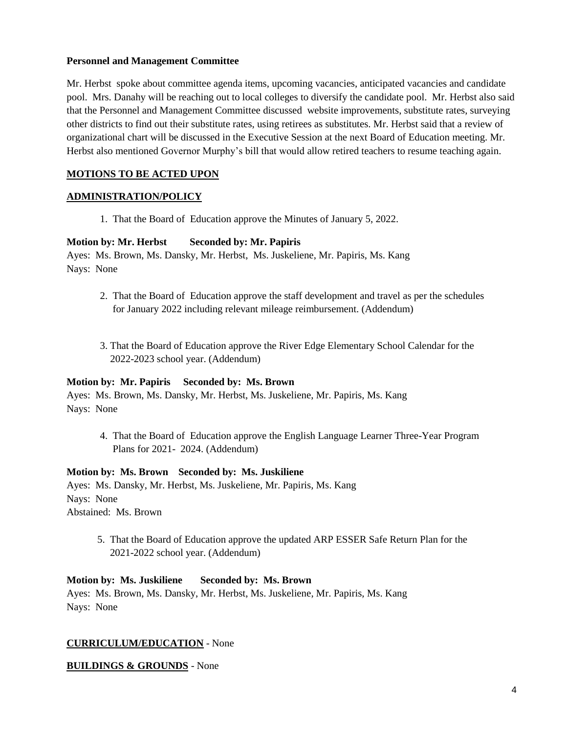**Personnel and Management Committee**

Mr. Herbst spoke about committee agenda items, upcoming vacancies, anticipated vacancies and candidate pool. Mrs. Danahy will be reaching out to local colleges to diversify the candidate pool. Mr. Herbst also said that the Personnel and Management Committee discussed website improvements, substitute rates, surveying other districts to find out their substitute rates, using retirees as substitutes. Mr. Herbst said that a review of organizational chart will be discussed in the Executive Session at the next Board of Education meeting. Mr. Herbst also mentioned Governor Murphy's bill that would allow retired teachers to resume teaching again.

## **MOTIONS TO BE ACTED UPON**

### **ADMINISTRATION/POLICY**

1. That the Board of Education approve the Minutes of January 5, 2022.

**Motion by: Mr. Herbst Seconded by: Mr. Papiris**
Ayes: Ms. Brown, Ms. Dansky, Mr. Herbst, Ms. Juskeliene, Mr. Papiris, Ms. Kang
Nays: None

2. That the Board of Education approve the staff development and travel as per the schedules for January 2022 including relevant mileage reimbursement. (Addendum)

3. That the Board of Education approve the River Edge Elementary School Calendar for the 2022-2023 school year. (Addendum)

**Motion by: Mr. Papiris Seconded by: Ms. Brown**
Ayes: Ms. Brown, Ms. Dansky, Mr. Herbst, Ms. Juskeliene, Mr. Papiris, Ms. Kang
Nays: None

4. That the Board of Education approve the English Language Learner Three-Year Program Plans for 2021- 2024. (Addendum)

**Motion by: Ms. Brown Seconded by: Ms. Juskiliene**
Ayes: Ms. Dansky, Mr. Herbst, Ms. Juskeliene, Mr. Papiris, Ms. Kang
Nays: None
Abstained: Ms. Brown

5. That the Board of Education approve the updated ARP ESSER Safe Return Plan for the 2021-2022 school year. (Addendum)

**Motion by: Ms. Juskiliene Seconded by: Ms. Brown**
Ayes: Ms. Brown, Ms. Dansky, Mr. Herbst, Ms. Juskeliene, Mr. Papiris, Ms. Kang
Nays: None

**CURRICULUM/EDUCATION** - None

**BUILDINGS & GROUNDS** - None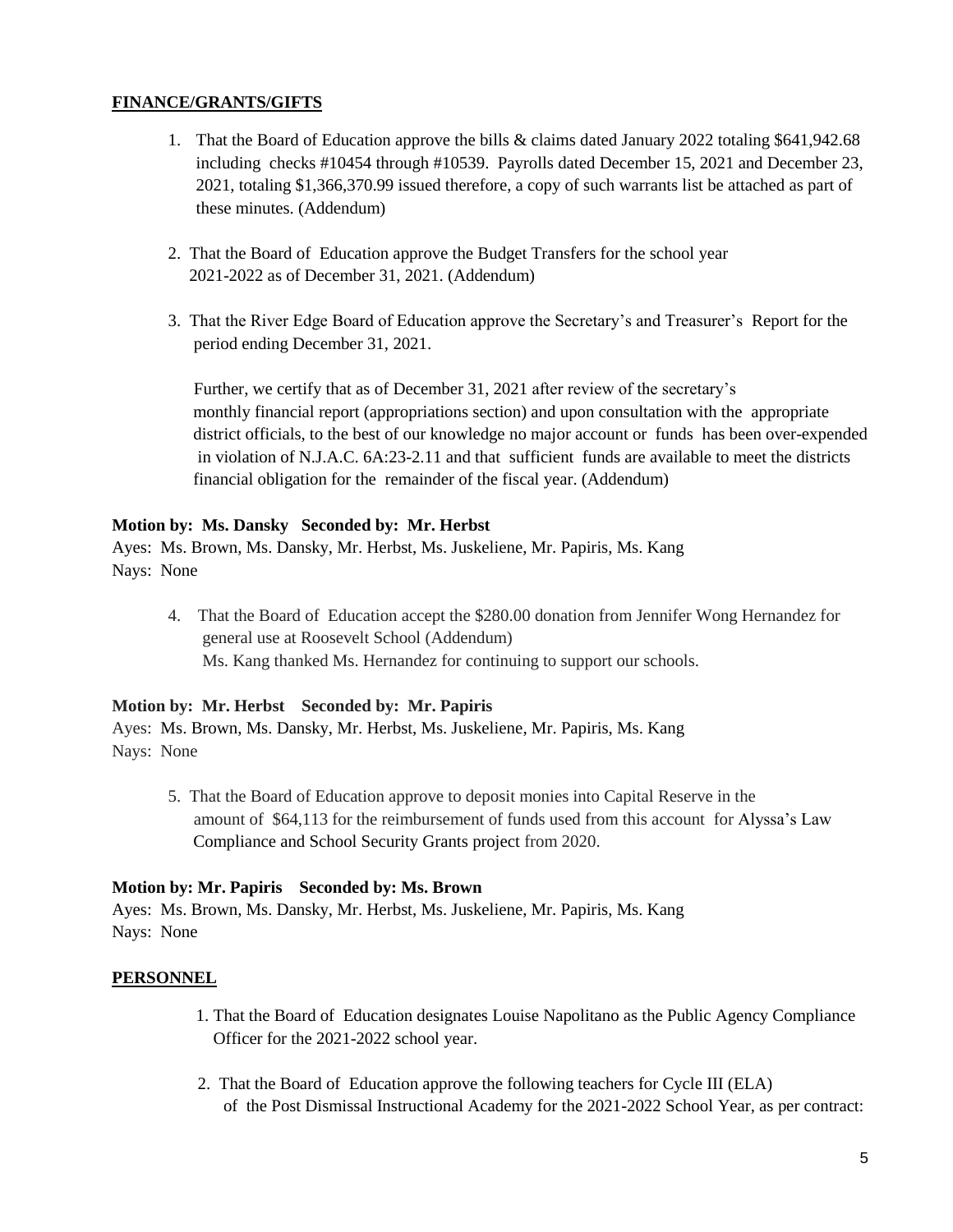## FINANCE/GRANTS/GIFTS

1. That the Board of Education approve the bills & claims dated January 2022 totaling $641,942.68 including checks #10454 through #10539. Payrolls dated December 15, 2021 and December 23, 2021, totaling $1,366,370.99 issued therefore, a copy of such warrants list be attached as part of these minutes. (Addendum)

2. That the Board of Education approve the Budget Transfers for the school year 2021-2022 as of December 31, 2021. (Addendum)

3. That the River Edge Board of Education approve the Secretary's and Treasurer's Report for the period ending December 31, 2021.

   Further, we certify that as of December 31, 2021 after review of the secretary's monthly financial report (appropriations section) and upon consultation with the appropriate district officials, to the best of our knowledge no major account or funds has been over-expended in violation of N.J.A.C. 6A:23-2.11 and that sufficient funds are available to meet the districts financial obligation for the remainder of the fiscal year. (Addendum)

**Motion by: Ms. Dansky Seconded by: Mr. Herbst**
Ayes: Ms. Brown, Ms. Dansky, Mr. Herbst, Ms. Juskeliene, Mr. Papiris, Ms. Kang
Nays: None

4. That the Board of Education accept the $280.00 donation from Jennifer Wong Hernandez for general use at Roosevelt School (Addendum)
   Ms. Kang thanked Ms. Hernandez for continuing to support our schools.

**Motion by: Mr. Herbst Seconded by: Mr. Papiris**
Ayes: Ms. Brown, Ms. Dansky, Mr. Herbst, Ms. Juskeliene, Mr. Papiris, Ms. Kang
Nays: None

5. That the Board of Education approve to deposit monies into Capital Reserve in the amount of $64,113 for the reimbursement of funds used from this account for Alyssa's Law Compliance and School Security Grants project from 2020.

**Motion by: Mr. Papiris Seconded by: Ms. Brown**
Ayes: Ms. Brown, Ms. Dansky, Mr. Herbst, Ms. Juskeliene, Mr. Papiris, Ms. Kang
Nays: None

## PERSONNEL

1. That the Board of Education designates Louise Napolitano as the Public Agency Compliance Officer for the 2021-2022 school year.

2. That the Board of Education approve the following teachers for Cycle III (ELA) of the Post Dismissal Instructional Academy for the 2021-2022 School Year, as per contract: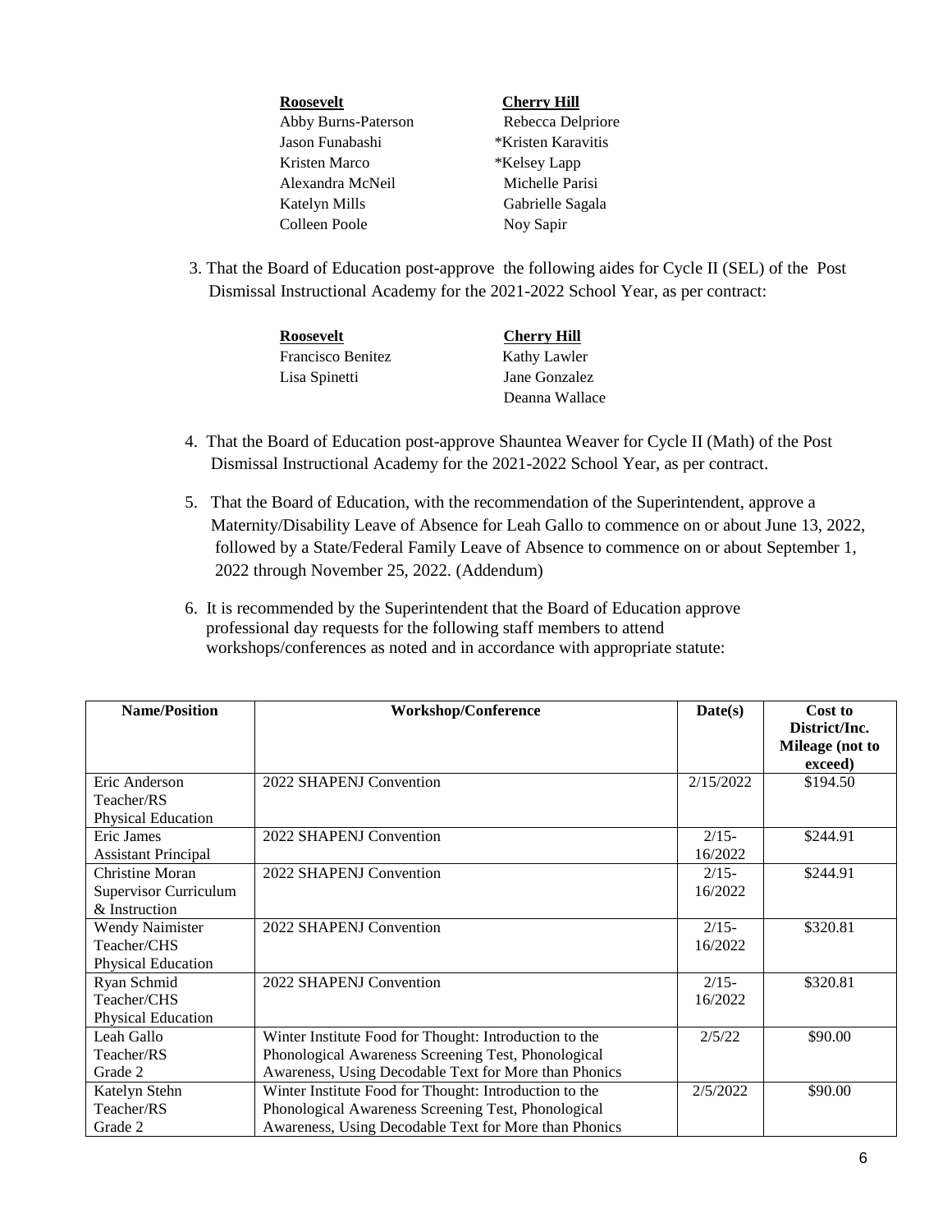| Roosevelt | Cherry Hill |
|---|---|
| Abby Burns-Paterson | Rebecca Delpriore |
| Jason Funabashi | *Kristen Karavitis |
| Kristen Marco | *Kelsey Lapp |
| Alexandra McNeil | Michelle Parisi |
| Katelyn Mills | Gabrielle Sagala |
| Colleen Poole | Noy Sapir |

3. That the Board of Education post-approve the following aides for Cycle II (SEL) of the Post Dismissal Instructional Academy for the 2021-2022 School Year, as per contract:

| Roosevelt | Cherry Hill |
|---|---|
| Francisco Benitez | Kathy Lawler |
| Lisa Spinetti | Jane Gonzalez |
| | Deanna Wallace |

4. That the Board of Education post-approve Shauntea Weaver for Cycle II (Math) of the Post Dismissal Instructional Academy for the 2021-2022 School Year, as per contract.

5. That the Board of Education, with the recommendation of the Superintendent, approve a Maternity/Disability Leave of Absence for Leah Gallo to commence on or about June 13, 2022, followed by a State/Federal Family Leave of Absence to commence on or about September 1, 2022 through November 25, 2022. (Addendum)

6. It is recommended by the Superintendent that the Board of Education approve professional day requests for the following staff members to attend workshops/conferences as noted and in accordance with appropriate statute:

| Name/Position | Workshop/Conference | Date(s) | Cost to District/Inc. Mileage (not to exceed) |
|---|---|---|---|
| Eric Anderson Teacher/RS Physical Education | 2022 SHAPENJ Convention | 2/15/2022 | $194.50 |
| Eric James Assistant Principal | 2022 SHAPENJ Convention | 2/15-16/2022 | $244.91 |
| Christine Moran Supervisor Curriculum & Instruction | 2022 SHAPENJ Convention | 2/15-16/2022 | $244.91 |
| Wendy Naimister Teacher/CHS Physical Education | 2022 SHAPENJ Convention | 2/15-16/2022 | $320.81 |
| Ryan Schmid Teacher/CHS Physical Education | 2022 SHAPENJ Convention | 2/15-16/2022 | $320.81 |
| Leah Gallo Teacher/RS Grade 2 | Winter Institute Food for Thought: Introduction to the Phonological Awareness Screening Test, Phonological Awareness, Using Decodable Text for More than Phonics | 2/5/22 | $90.00 |
| Katelyn Stehn Teacher/RS Grade 2 | Winter Institute Food for Thought: Introduction to the Phonological Awareness Screening Test, Phonological Awareness, Using Decodable Text for More than Phonics | 2/5/2022 | $90.00 |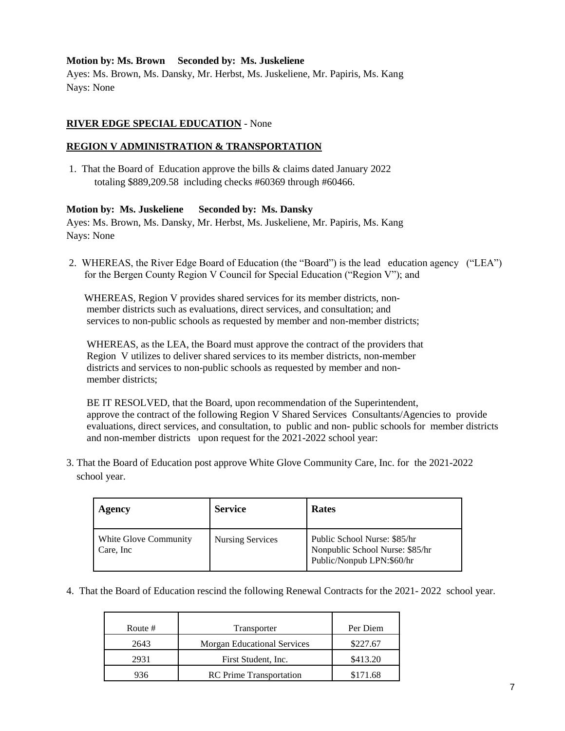**Motion by: Ms. Brown Seconded by: Ms. Juskeliene**
Ayes: Ms. Brown, Ms. Dansky, Mr. Herbst, Ms. Juskeliene, Mr. Papiris, Ms. Kang
Nays: None

**RIVER EDGE SPECIAL EDUCATION** - None

**REGION V ADMINISTRATION & TRANSPORTATION**

1. That the Board of Education approve the bills & claims dated January 2022 totaling $889,209.58 including checks #60369 through #60466.

**Motion by: Ms. Juskeliene Seconded by: Ms. Dansky**
Ayes: Ms. Brown, Ms. Dansky, Mr. Herbst, Ms. Juskeliene, Mr. Papiris, Ms. Kang
Nays: None

2. WHEREAS, the River Edge Board of Education (the "Board") is the lead education agency ("LEA") for the Bergen County Region V Council for Special Education ("Region V"); and

   WHEREAS, Region V provides shared services for its member districts, non-member districts such as evaluations, direct services, and consultation; and services to non-public schools as requested by member and non-member districts;

   WHEREAS, as the LEA, the Board must approve the contract of the providers that Region V utilizes to deliver shared services to its member districts, non-member districts and services to non-public schools as requested by member and non-member districts;

   BE IT RESOLVED, that the Board, upon recommendation of the Superintendent, approve the contract of the following Region V Shared Services Consultants/Agencies to provide evaluations, direct services, and consultation, to public and non- public schools for member districts and non-member districts upon request for the 2021-2022 school year:

3. That the Board of Education post approve White Glove Community Care, Inc. for the 2021-2022 school year.

| Agency | Service | Rates |
|---|---|---|
| White Glove Community Care, Inc | Nursing Services | Public School Nurse: $85/hr<br>Nonpublic School Nurse: $85/hr<br>Public/Nonpub LPN:$60/hr |

4. That the Board of Education rescind the following Renewal Contracts for the 2021- 2022 school year.

| Route # | Transporter | Per Diem |
|---|---|---|
| 2643 | Morgan Educational Services | $227.67 |
| 2931 | First Student, Inc. | $413.20 |
| 936 | RC Prime Transportation | $171.68 |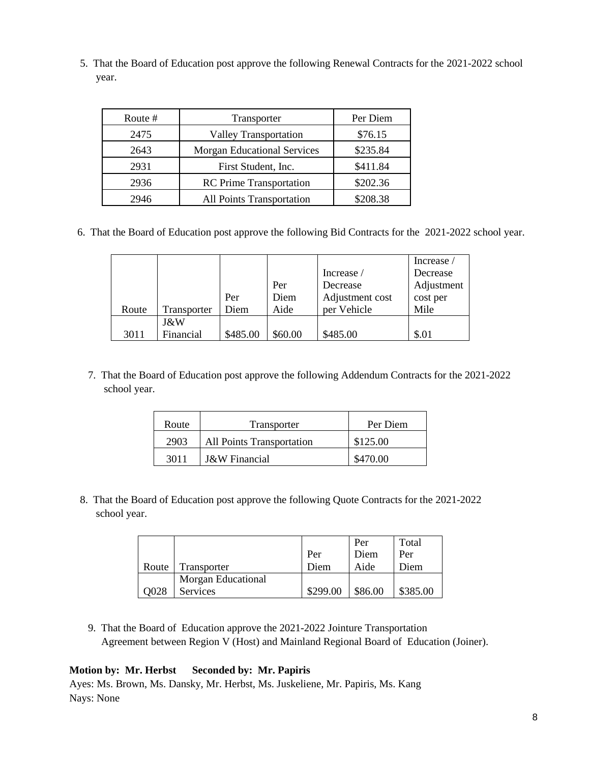5. That the Board of Education post approve the following Renewal Contracts for the 2021-2022 school year.

| Route # | Transporter | Per Diem |
|---|---|---|
| 2475 | Valley Transportation | $76.15 |
| 2643 | Morgan Educational Services | $235.84 |
| 2931 | First Student, Inc. | $411.84 |
| 2936 | RC Prime Transportation | $202.36 |
| 2946 | All Points Transportation | $208.38 |

6. That the Board of Education post approve the following Bid Contracts for the 2021-2022 school year.

| Route | Transporter | Per Diem | Per Diem Aide | Increase / Decrease Adjustment cost per Vehicle | Increase / Decrease Adjustment cost per Mile |
|---|---|---|---|---|---|
| 3011 | J&W Financial | $485.00 | $60.00 | $485.00 | $.01 |

7. That the Board of Education post approve the following Addendum Contracts for the 2021-2022 school year.

| Route | Transporter | Per Diem |
|---|---|---|
| 2903 | All Points Transportation | $125.00 |
| 3011 | J&W Financial | $470.00 |

8. That the Board of Education post approve the following Quote Contracts for the 2021-2022 school year.

| Route | Transporter | Per Diem | Per Diem Aide | Total Per Diem |
|---|---|---|---|---|
| Q028 | Morgan Educational Services | $299.00 | $86.00 | $385.00 |

9. That the Board of Education approve the 2021-2022 Jointure Transportation Agreement between Region V (Host) and Mainland Regional Board of Education (Joiner).

**Motion by: Mr. Herbst Seconded by: Mr. Papiris**
Ayes: Ms. Brown, Ms. Dansky, Mr. Herbst, Ms. Juskeliene, Mr. Papiris, Ms. Kang
Nays: None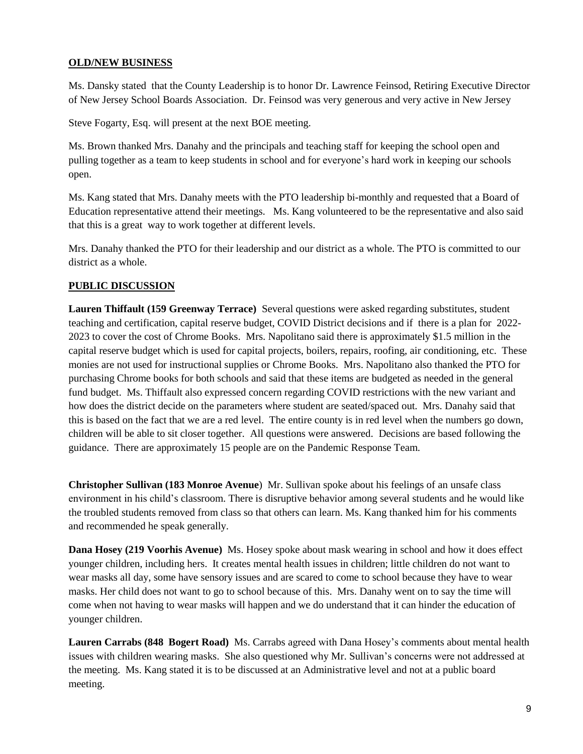**OLD/NEW BUSINESS**

Ms. Dansky stated that the County Leadership is to honor Dr. Lawrence Feinsod, Retiring Executive Director of New Jersey School Boards Association. Dr. Feinsod was very generous and very active in New Jersey

Steve Fogarty, Esq. will present at the next BOE meeting.

Ms. Brown thanked Mrs. Danahy and the principals and teaching staff for keeping the school open and pulling together as a team to keep students in school and for everyone's hard work in keeping our schools open.

Ms. Kang stated that Mrs. Danahy meets with the PTO leadership bi-monthly and requested that a Board of Education representative attend their meetings. Ms. Kang volunteered to be the representative and also said that this is a great way to work together at different levels.

Mrs. Danahy thanked the PTO for their leadership and our district as a whole. The PTO is committed to our district as a whole.

**PUBLIC DISCUSSION**

**Lauren Thiffault (159 Greenway Terrace)** Several questions were asked regarding substitutes, student teaching and certification, capital reserve budget, COVID District decisions and if there is a plan for 2022-2023 to cover the cost of Chrome Books. Mrs. Napolitano said there is approximately $1.5 million in the capital reserve budget which is used for capital projects, boilers, repairs, roofing, air conditioning, etc. These monies are not used for instructional supplies or Chrome Books. Mrs. Napolitano also thanked the PTO for purchasing Chrome books for both schools and said that these items are budgeted as needed in the general fund budget. Ms. Thiffault also expressed concern regarding COVID restrictions with the new variant and how does the district decide on the parameters where student are seated/spaced out. Mrs. Danahy said that this is based on the fact that we are a red level. The entire county is in red level when the numbers go down, children will be able to sit closer together. All questions were answered. Decisions are based following the guidance. There are approximately 15 people are on the Pandemic Response Team.

**Christopher Sullivan (183 Monroe Avenue**) Mr. Sullivan spoke about his feelings of an unsafe class environment in his child's classroom. There is disruptive behavior among several students and he would like the troubled students removed from class so that others can learn. Ms. Kang thanked him for his comments and recommended he speak generally.

**Dana Hosey (219 Voorhis Avenue)** Ms. Hosey spoke about mask wearing in school and how it does effect younger children, including hers. It creates mental health issues in children; little children do not want to wear masks all day, some have sensory issues and are scared to come to school because they have to wear masks. Her child does not want to go to school because of this. Mrs. Danahy went on to say the time will come when not having to wear masks will happen and we do understand that it can hinder the education of younger children.

**Lauren Carrabs (848 Bogert Road)** Ms. Carrabs agreed with Dana Hosey's comments about mental health issues with children wearing masks. She also questioned why Mr. Sullivan's concerns were not addressed at the meeting. Ms. Kang stated it is to be discussed at an Administrative level and not at a public board meeting.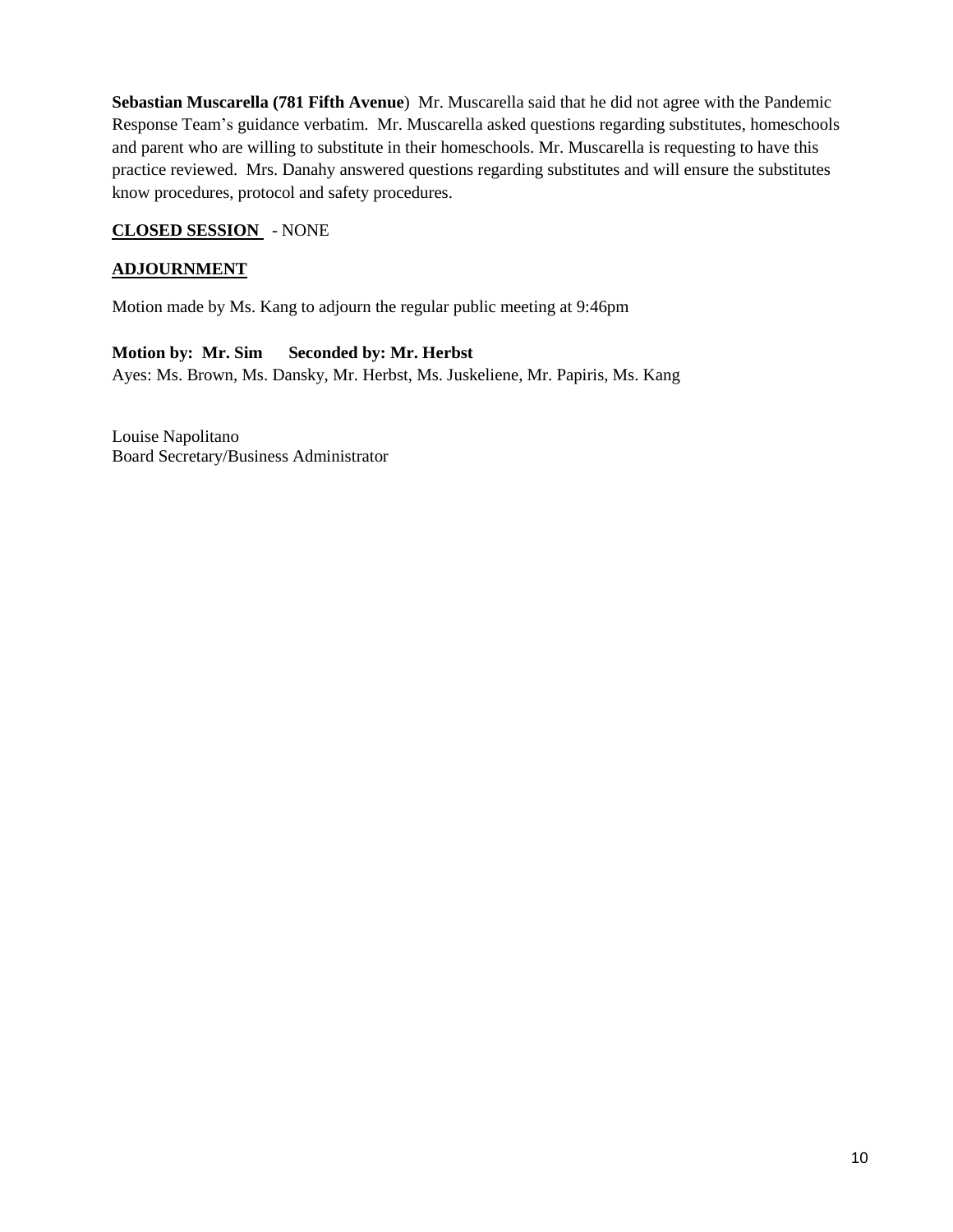**Sebastian Muscarella (781 Fifth Avenue**) Mr. Muscarella said that he did not agree with the Pandemic Response Team's guidance verbatim. Mr. Muscarella asked questions regarding substitutes, homeschools and parent who are willing to substitute in their homeschools. Mr. Muscarella is requesting to have this practice reviewed. Mrs. Danahy answered questions regarding substitutes and will ensure the substitutes know procedures, protocol and safety procedures.

**CLOSED SESSION** - NONE

**ADJOURNMENT**

Motion made by Ms. Kang to adjourn the regular public meeting at 9:46pm

**Motion by: Mr. Sim Seconded by: Mr. Herbst**
Ayes: Ms. Brown, Ms. Dansky, Mr. Herbst, Ms. Juskeliene, Mr. Papiris, Ms. Kang

Louise Napolitano
Board Secretary/Business Administrator